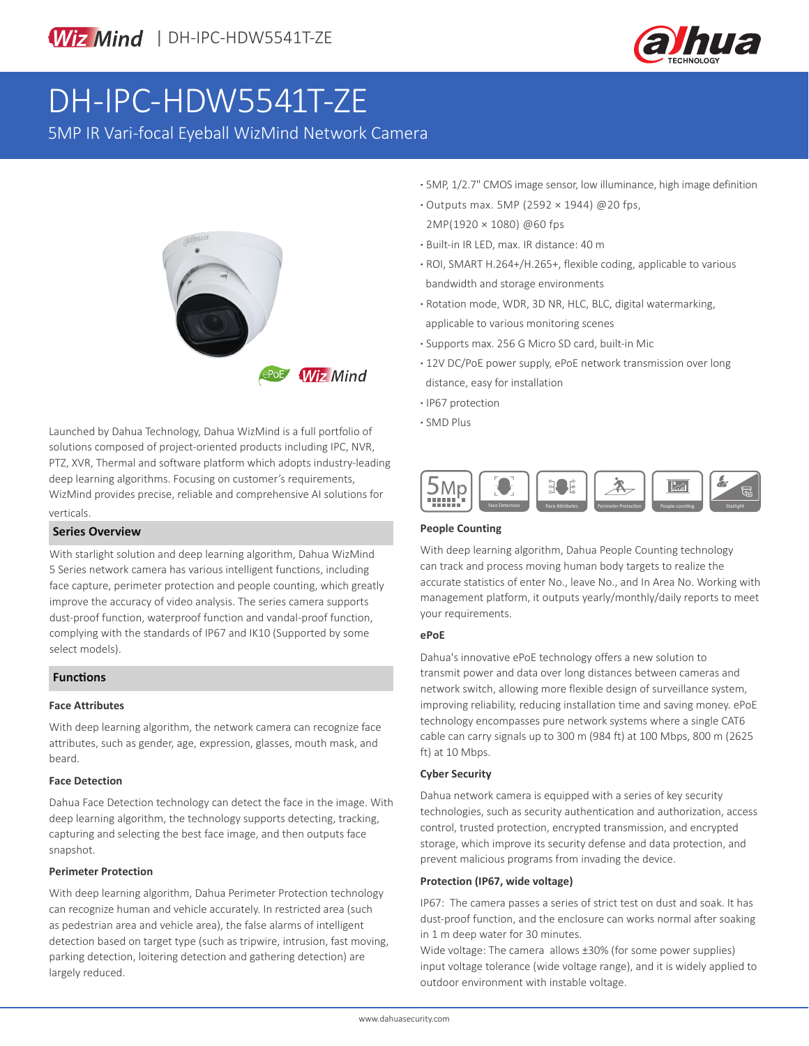# DH-IPC-HDW5541T-ZE

5MP IR Vari-focal Eyeball WizMind Network Camera

- 5MP, 1/2.7" CMOS image sensor, low illuminance, high image definition
- Outputs max. 5MP (2592 × 1944) @20 fps, 2MP(1920 × 1080) @60 fps
- Built-in IR LED, max. IR distance: 40 m
- ROI, SMART H.264+/H.265+, flexible coding, applicable to various bandwidth and storage environments
- Rotation mode, WDR, 3D NR, HLC, BLC, digital watermarking, applicable to various monitoring scenes
- Supports max. 256 G Micro SD card, built-in Mic
- 12V DC/PoE power supply, ePoE network transmission over long distance, easy for installation
- IP67 protection
- SMD Plus

Launched by Dahua Technology, Dahua WizMind is a full portfolio of solutions composed of project-oriented products including IPC, NVR, PTZ, XVR, Thermal and software platform which adopts industry-leading deep learning algorithms. Focusing on customer's requirements, WizMind provides precise, reliable and comprehensive AI solutions for verticals.

## Series Overview

With starlight solution and deep learning algorithm, Dahua WizMind 5 Series network camera has various intelligent functions, including face capture, perimeter protection and people counting, which greatly improve the accuracy of video analysis. The series camera supports dust-proof function, waterproof function and vandal-proof function, complying with the standards of IP67 and IK10 (Supported by some select models).

## Functions

### Face Attributes

With deep learning algorithm, the network camera can recognize face attributes, such as gender, age, expression, glasses, mouth mask, and beard.

### Face Detection

Dahua Face Detection technology can detect the face in the image. With deep learning algorithm, the technology supports detecting, tracking, capturing and selecting the best face image, and then outputs face snapshot.

### Perimeter Protection

With deep learning algorithm, Dahua Perimeter Protection technology can recognize human and vehicle accurately. In restricted area (such as pedestrian area and vehicle area), the false alarms of intelligent detection based on target type (such as tripwire, intrusion, fast moving, parking detection, loitering detection and gathering detection) are largely reduced.

### People Counting

With deep learning algorithm, Dahua People Counting technology can track and process moving human body targets to realize the accurate statistics of enter No., leave No., and In Area No. Working with management platform, it outputs yearly/monthly/daily reports to meet your requirements.

### ePoE

Dahua's innovative ePoE technology offers a new solution to transmit power and data over long distances between cameras and network switch, allowing more flexible design of surveillance system, improving reliability, reducing installation time and saving money. ePoE technology encompasses pure network systems where a single CAT6 cable can carry signals up to 300 m (984 ft) at 100 Mbps, 800 m (2625 ft) at 10 Mbps.

### Cyber Security

Dahua network camera is equipped with a series of key security technologies, such as security authentication and authorization, access control, trusted protection, encrypted transmission, and encrypted storage, which improve its security defense and data protection, and prevent malicious programs from invading the device.

### Protection (IP67, wide voltage)

IP67: The camera passes a series of strict test on dust and soak. It has dust-proof function, and the enclosure can works normal after soaking in 1 m deep water for 30 minutes.

Wide voltage: The camera allows ±30% (for some power supplies) input voltage tolerance (wide voltage range), and it is widely applied to outdoor environment with instable voltage.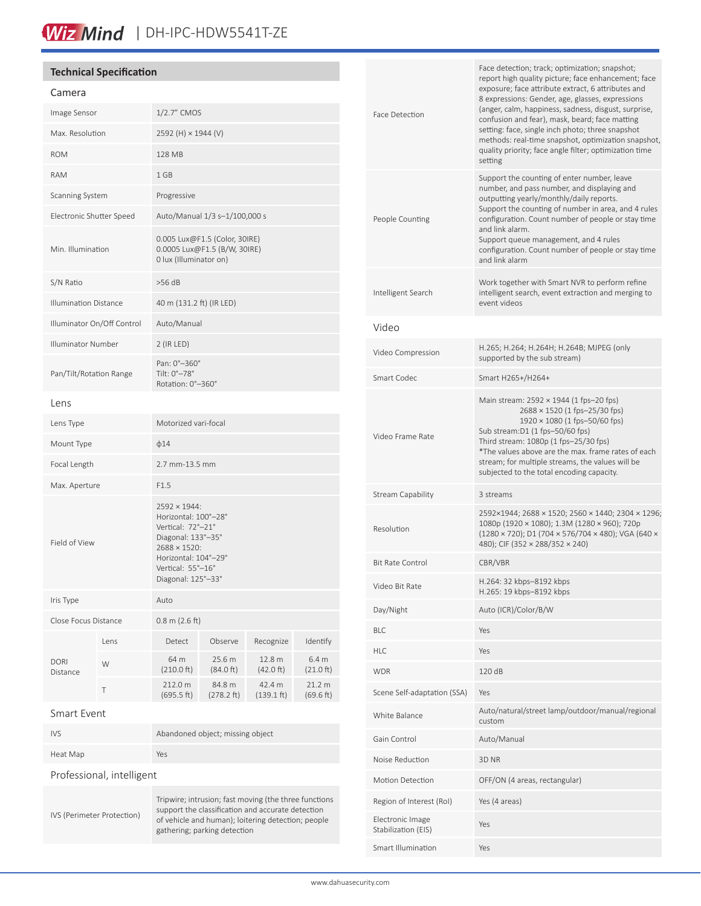## Technical Specification

### Camera

| | |
|---|---|
| Image Sensor | 1/2.7" CMOS |
| Max. Resolution | 2592 (H) × 1944 (V) |
| ROM | 128 MB |
| RAM | 1 GB |
| Scanning System | Progressive |
| Electronic Shutter Speed | Auto/Manual 1/3 s–1/100,000 s |
| Min. Illumination | 0.005 Lux@F1.5 (Color, 30IRE)<br>0.0005 Lux@F1.5 (B/W, 30IRE)<br>0 lux (Illuminator on) |
| S/N Ratio | >56 dB |
| Illumination Distance | 40 m (131.2 ft) (IR LED) |
| Illuminator On/Off Control | Auto/Manual |
| Illuminator Number | 2 (IR LED) |
| Pan/Tilt/Rotation Range | Pan: 0°–360°<br>Tilt: 0°–78°<br>Rotation: 0°–360° |

### Lens

| | |
|---|---|
| Lens Type | Motorized vari-focal |
| Mount Type | ϕ14 |
| Focal Length | 2.7 mm-13.5 mm |
| Max. Aperture | F1.5 |
| Field of View | 2592 × 1944:<br>Horizontal: 100°–28°<br>Vertical: 72°–21°<br>Diagonal: 133°–35°<br>2688 × 1520:<br>Horizontal: 104°–29°<br>Vertical: 55°–16°<br>Diagonal: 125°–33° |
| Iris Type | Auto |
| Close Focus Distance | 0.8 m (2.6 ft) |

| DORI Distance | Lens | Detect | Observe | Recognize | Identify |
|---|---|---|---|---|---|
| | W | 64 m (210.0 ft) | 25.6 m (84.0 ft) | 12.8 m (42.0 ft) | 6.4 m (21.0 ft) |
| | T | 212.0 m (695.5 ft) | 84.8 m (278.2 ft) | 42.4 m (139.1 ft) | 21.2 m (69.6 ft) |

### Smart Event

| | |
|---|---|
| IVS | Abandoned object; missing object |
| Heat Map | Yes |

### Professional, intelligent

| | |
|---|---|
| IVS (Perimeter Protection) | Tripwire; intrusion; fast moving (the three functions support the classification and accurate detection of vehicle and human); loitering detection; people gathering; parking detection |
| Face Detection | Face detection; track; optimization; snapshot; report high quality picture; face enhancement; face exposure; face attribute extract, 6 attributes and 8 expressions: Gender, age, glasses, expressions (anger, calm, happiness, sadness, disgust, surprise, confusion and fear), mask, beard; face matting setting: face, single inch photo; three snapshot methods: real-time snapshot, optimization snapshot, quality priority; face angle filter; optimization time setting |
| People Counting | Support the counting of enter number, leave number, and pass number, and displaying and outputting yearly/monthly/daily reports.<br>Support the counting of number in area, and 4 rules configuration. Count number of people or stay time and link alarm.<br>Support queue management, and 4 rules configuration. Count number of people or stay time and link alarm |
| Intelligent Search | Work together with Smart NVR to perform refine intelligent search, event extraction and merging to event videos |

### Video

| | |
|---|---|
| Video Compression | H.265; H.264; H.264H; H.264B; MJPEG (only supported by the sub stream) |
| Smart Codec | Smart H265+/H264+ |
| Video Frame Rate | Main stream: 2592 × 1944 (1 fps–20 fps)<br>2688 × 1520 (1 fps–25/30 fps)<br>1920 × 1080 (1 fps–50/60 fps)<br>Sub stream:D1 (1 fps–50/60 fps)<br>Third stream: 1080p (1 fps–25/30 fps)<br>*The values above are the max. frame rates of each stream; for multiple streams, the values will be subjected to the total encoding capacity. |
| Stream Capability | 3 streams |
| Resolution | 2592×1944; 2688 × 1520; 2560 × 1440; 2304 × 1296; 1080p (1920 × 1080); 1.3M (1280 × 960); 720p (1280 × 720); D1 (704 × 576/704 × 480); VGA (640 × 480); CIF (352 × 288/352 × 240) |
| Bit Rate Control | CBR/VBR |
| Video Bit Rate | H.264: 32 kbps–8192 kbps<br>H.265: 19 kbps–8192 kbps |
| Day/Night | Auto (ICR)/Color/B/W |
| BLC | Yes |
| HLC | Yes |
| WDR | 120 dB |
| Scene Self-adaptation (SSA) | Yes |
| White Balance | Auto/natural/street lamp/outdoor/manual/regional custom |
| Gain Control | Auto/Manual |
| Noise Reduction | 3D NR |
| Motion Detection | OFF/ON (4 areas, rectangular) |
| Region of Interest (RoI) | Yes (4 areas) |
| Electronic Image Stabilization (EIS) | Yes |
| Smart Illumination | Yes |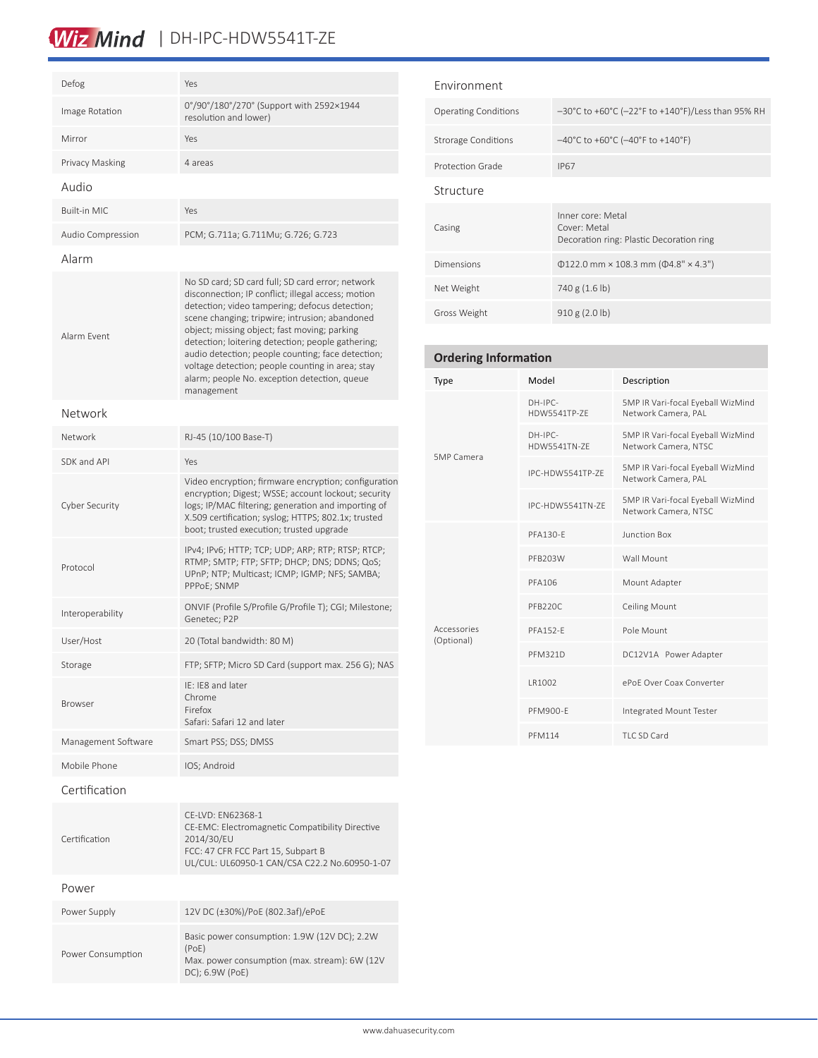| | |
|---|---|
| Defog | Yes |
| Image Rotation | 0°/90°/180°/270° (Support with 2592×1944 resolution and lower) |
| Mirror | Yes |
| Privacy Masking | 4 areas |

### Audio

| | |
|---|---|
| Built-in MIC | Yes |
| Audio Compression | PCM; G.711a; G.711Mu; G.726; G.723 |

### Alarm

| | |
|---|---|
| Alarm Event | No SD card; SD card full; SD card error; network disconnection; IP conflict; illegal access; motion detection; video tampering; defocus detection; scene changing; tripwire; intrusion; abandoned object; missing object; fast moving; parking detection; loitering detection; people gathering; audio detection; people counting; face detection; voltage detection; people counting in area; stay alarm; people No. exception detection, queue management |

### Network

| | |
|---|---|
| Network | RJ-45 (10/100 Base-T) |
| SDK and API | Yes |
| Cyber Security | Video encryption; firmware encryption; configuration encryption; Digest; WSSE; account lockout; security logs; IP/MAC filtering; generation and importing of X.509 certification; syslog; HTTPS; 802.1x; trusted boot; trusted execution; trusted upgrade |
| Protocol | IPv4; IPv6; HTTP; TCP; UDP; ARP; RTP; RTSP; RTCP; RTMP; SMTP; FTP; SFTP; DHCP; DNS; DDNS; QoS; UPnP; NTP; Multicast; ICMP; IGMP; NFS; SAMBA; PPPoE; SNMP |
| Interoperability | ONVIF (Profile S/Profile G/Profile T); CGI; Milestone; Genetec; P2P |
| User/Host | 20 (Total bandwidth: 80 M) |
| Storage | FTP; SFTP; Micro SD Card (support max. 256 G); NAS |
| Browser | IE: IE8 and later<br>Chrome<br>Firefox<br>Safari: Safari 12 and later |
| Management Software | Smart PSS; DSS; DMSS |
| Mobile Phone | IOS; Android |

### Certification

| | |
|---|---|
| Certification | CE-LVD: EN62368-1<br>CE-EMC: Electromagnetic Compatibility Directive 2014/30/EU<br>FCC: 47 CFR FCC Part 15, Subpart B<br>UL/CUL: UL60950-1 CAN/CSA C22.2 No.60950-1-07 |

### Power

| | |
|---|---|
| Power Supply | 12V DC (±30%)/PoE (802.3af)/ePoE |
| Power Consumption | Basic power consumption: 1.9W (12V DC); 2.2W (PoE)<br>Max. power consumption (max. stream): 6W (12V DC); 6.9W (PoE) |

### Environment

| | |
|---|---|
| Operating Conditions | –30°C to +60°C (–22°F to +140°F)/Less than 95% RH |
| Strorage Conditions | –40°C to +60°C (–40°F to +140°F) |
| Protection Grade | IP67 |

### Structure

| | |
|---|---|
| Casing | Inner core: Metal<br>Cover: Metal<br>Decoration ring: Plastic Decoration ring |
| Dimensions | Φ122.0 mm × 108.3 mm (Φ4.8" × 4.3") |
| Net Weight | 740 g (1.6 lb) |
| Gross Weight | 910 g (2.0 lb) |

## Ordering Information

| Type | Model | Description |
|---|---|---|
| 5MP Camera | DH-IPC-HDW5541TP-ZE | 5MP IR Vari-focal Eyeball WizMind Network Camera, PAL |
| | DH-IPC-HDW5541TN-ZE | 5MP IR Vari-focal Eyeball WizMind Network Camera, NTSC |
| | IPC-HDW5541TP-ZE | 5MP IR Vari-focal Eyeball WizMind Network Camera, PAL |
| | IPC-HDW5541TN-ZE | 5MP IR Vari-focal Eyeball WizMind Network Camera, NTSC |
| Accessories (Optional) | PFA130-E | Junction Box |
| | PFB203W | Wall Mount |
| | PFA106 | Mount Adapter |
| | PFB220C | Ceiling Mount |
| | PFA152-E | Pole Mount |
| | PFM321D | DC12V1A Power Adapter |
| | LR1002 | ePoE Over Coax Converter |
| | PFM900-E | Integrated Mount Tester |
| | PFM114 | TLC SD Card |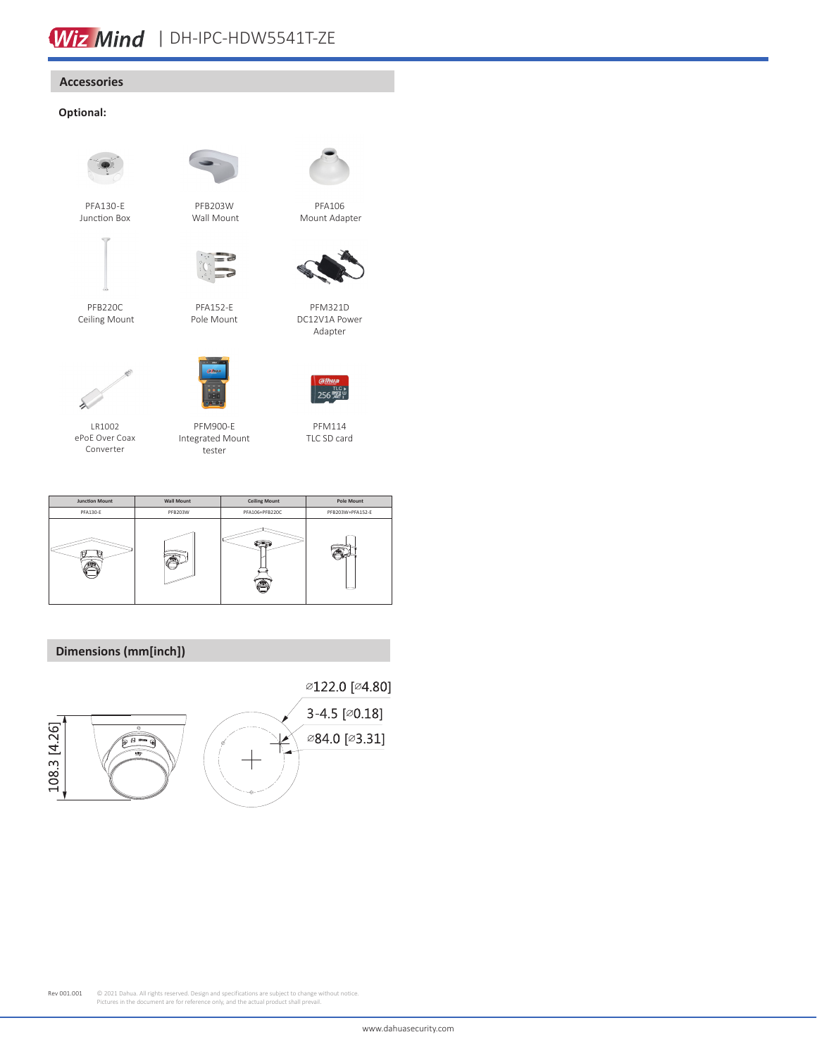## Accessories

**Optional:**

PFA130-E
Junction Box

PFB203W
Wall Mount

PFA106
Mount Adapter

PFB220C
Ceiling Mount

PFA152-E
Pole Mount

PFM321D
DC12V1A Power Adapter

LR1002
ePoE Over Coax Converter

PFM900-E
Integrated Mount tester

PFM114
TLC SD card

| Junction Mount | Wall Mount | Ceiling Mount | Pole Mount |
|---|---|---|---|
| PFA130-E | PFB203W | PFA106+PFB220C | PFB203W+PFA152-E |

## Dimensions (mm[inch])

⌀122.0 [⌀4.80]

3-4.5 [⌀0.18]

⌀84.0 [⌀3.31]

108.3 [4.26]

Rev 001.001 © 2021 Dahua. All rights reserved. Design and specifications are subject to change without notice.
Pictures in the document are for reference only, and the actual product shall prevail.